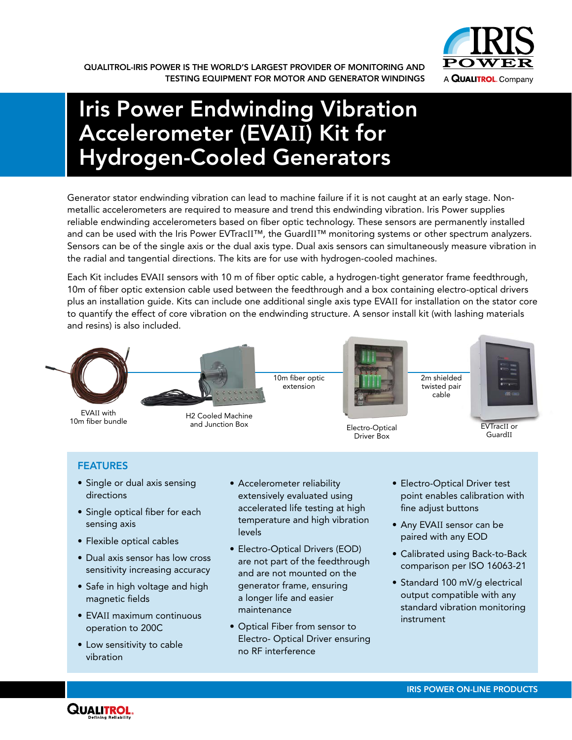QUALITROL-IRIS POWER IS THE WORLD'S LARGEST PROVIDER OF MONITORING AND TESTING EQUIPMENT FOR MOTOR AND GENERATOR WINDINGS

# Iris Power Endwinding Vibration Accelerometer (EVAII) Kit for Hydrogen-Cooled Generators

Generator stator endwinding vibration can lead to machine failure if it is not caught at an early stage. Non-metallic accelerometers are required to measure and trend this endwinding vibration. Iris Power supplies reliable endwinding accelerometers based on fiber optic technology. These sensors are permanently installed and can be used with the Iris Power EVTracII™, the GuardII™ monitoring systems or other spectrum analyzers. Sensors can be of the single axis or the dual axis type. Dual axis sensors can simultaneously measure vibration in the radial and tangential directions. The kits are for use with hydrogen-cooled machines.

Each Kit includes EVAII sensors with 10 m of fiber optic cable, a hydrogen-tight generator frame feedthrough, 10m of fiber optic extension cable used between the feedthrough and a box containing electro-optical drivers plus an installation guide. Kits can include one additional single axis type EVAII for installation on the stator core to quantify the effect of core vibration on the endwinding structure. A sensor install kit (with lashing materials and resins) is also included.

EVAII with 10m fiber bundle

H2 Cooled Machine and Junction Box

10m fiber optic extension

Electro-Optical Driver Box

2m shielded twisted pair cable

EVTracII or GuardII

## FEATURES

- Single or dual axis sensing directions
- Single optical fiber for each sensing axis
- Flexible optical cables
- Dual axis sensor has low cross sensitivity increasing accuracy
- Safe in high voltage and high magnetic fields
- EVAII maximum continuous operation to 200C
- Low sensitivity to cable vibration
- Accelerometer reliability extensively evaluated using accelerated life testing at high temperature and high vibration levels
- Electro-Optical Drivers (EOD) are not part of the feedthrough and are not mounted on the generator frame, ensuring a longer life and easier maintenance
- Optical Fiber from sensor to Electro- Optical Driver ensuring no RF interference
- Electro-Optical Driver test point enables calibration with fine adjust buttons
- Any EVAII sensor can be paired with any EOD
- Calibrated using Back-to-Back comparison per ISO 16063-21
- Standard 100 mV/g electrical output compatible with any standard vibration monitoring instrument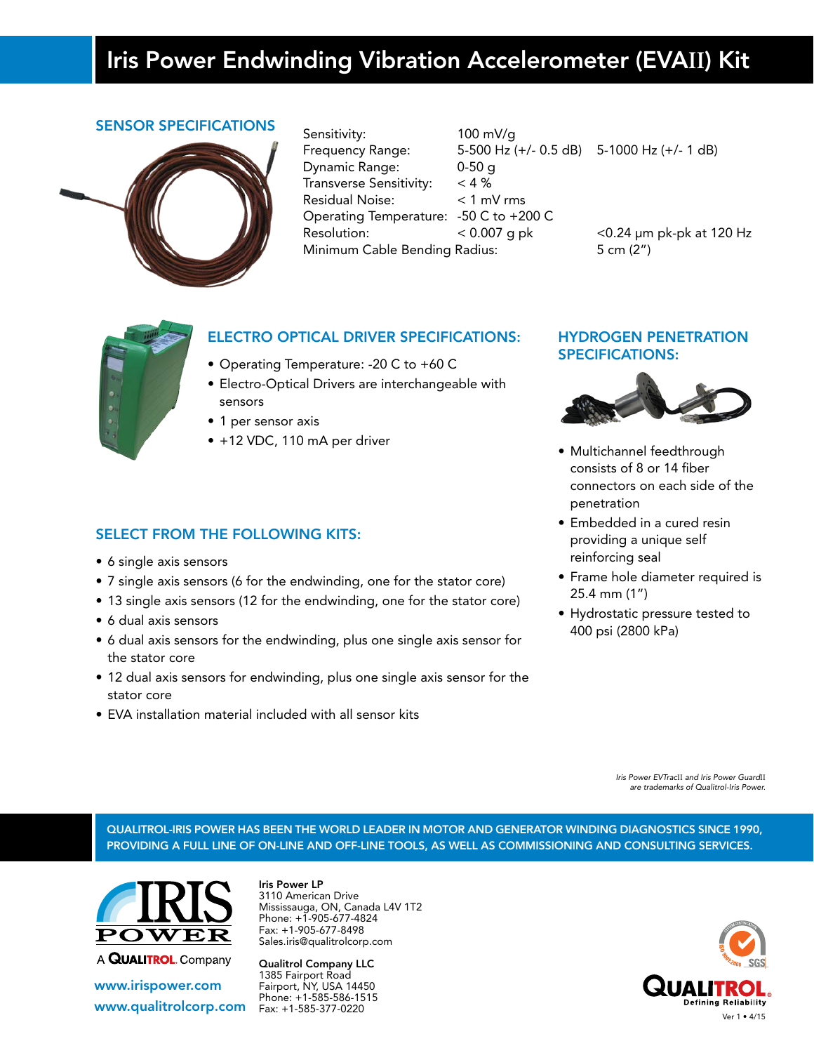# Iris Power Endwinding Vibration Accelerometer (EVAII) Kit

## SENSOR SPECIFICATIONS

| | | |
|---|---|---|
| Sensitivity: | 100 mV/g | |
| Frequency Range: | 5-500 Hz (+/- 0.5 dB) | 5-1000 Hz (+/- 1 dB) |
| Dynamic Range: | 0-50 g | |
| Transverse Sensitivity: | < 4 % | |
| Residual Noise: | < 1 mV rms | |
| Operating Temperature: | -50 C to +200 C | |
| Resolution: | < 0.007 g pk | <0.24 µm pk-pk at 120 Hz |
| Minimum Cable Bending Radius: | | 5 cm (2") |

## ELECTRO OPTICAL DRIVER SPECIFICATIONS:

- Operating Temperature: -20 C to +60 C
- Electro-Optical Drivers are interchangeable with sensors
- 1 per sensor axis
- +12 VDC, 110 mA per driver

## SELECT FROM THE FOLLOWING KITS:

- 6 single axis sensors
- 7 single axis sensors (6 for the endwinding, one for the stator core)
- 13 single axis sensors (12 for the endwinding, one for the stator core)
- 6 dual axis sensors
- 6 dual axis sensors for the endwinding, plus one single axis sensor for the stator core
- 12 dual axis sensors for endwinding, plus one single axis sensor for the stator core
- EVA installation material included with all sensor kits

## HYDROGEN PENETRATION SPECIFICATIONS:

- Multichannel feedthrough consists of 8 or 14 fiber connectors on each side of the penetration
- Embedded in a cured resin providing a unique self reinforcing seal
- Frame hole diameter required is 25.4 mm (1")
- Hydrostatic pressure tested to 400 psi (2800 kPa)

*Iris Power EVTracII and Iris Power GuardII are trademarks of Qualitrol-Iris Power.*

**QUALITROL-IRIS POWER HAS BEEN THE WORLD LEADER IN MOTOR AND GENERATOR WINDING DIAGNOSTICS SINCE 1990, PROVIDING A FULL LINE OF ON-LINE AND OFF-LINE TOOLS, AS WELL AS COMMISSIONING AND CONSULTING SERVICES.**

IRIS POWER
A QUALITROL Company

www.irispower.com
www.qualitrolcorp.com

**Iris Power LP**
3110 American Drive
Mississauga, ON, Canada L4V 1T2
Phone: +1-905-677-4824
Fax: +1-905-677-8498
Sales.iris@qualitrolcorp.com

**Qualitrol Company LLC**
1385 Fairport Road
Fairport, NY, USA 14450
Phone: +1-585-586-1515
Fax: +1-585-377-0220

QUALITROL® Defining Reliability

Ver 1 • 4/15